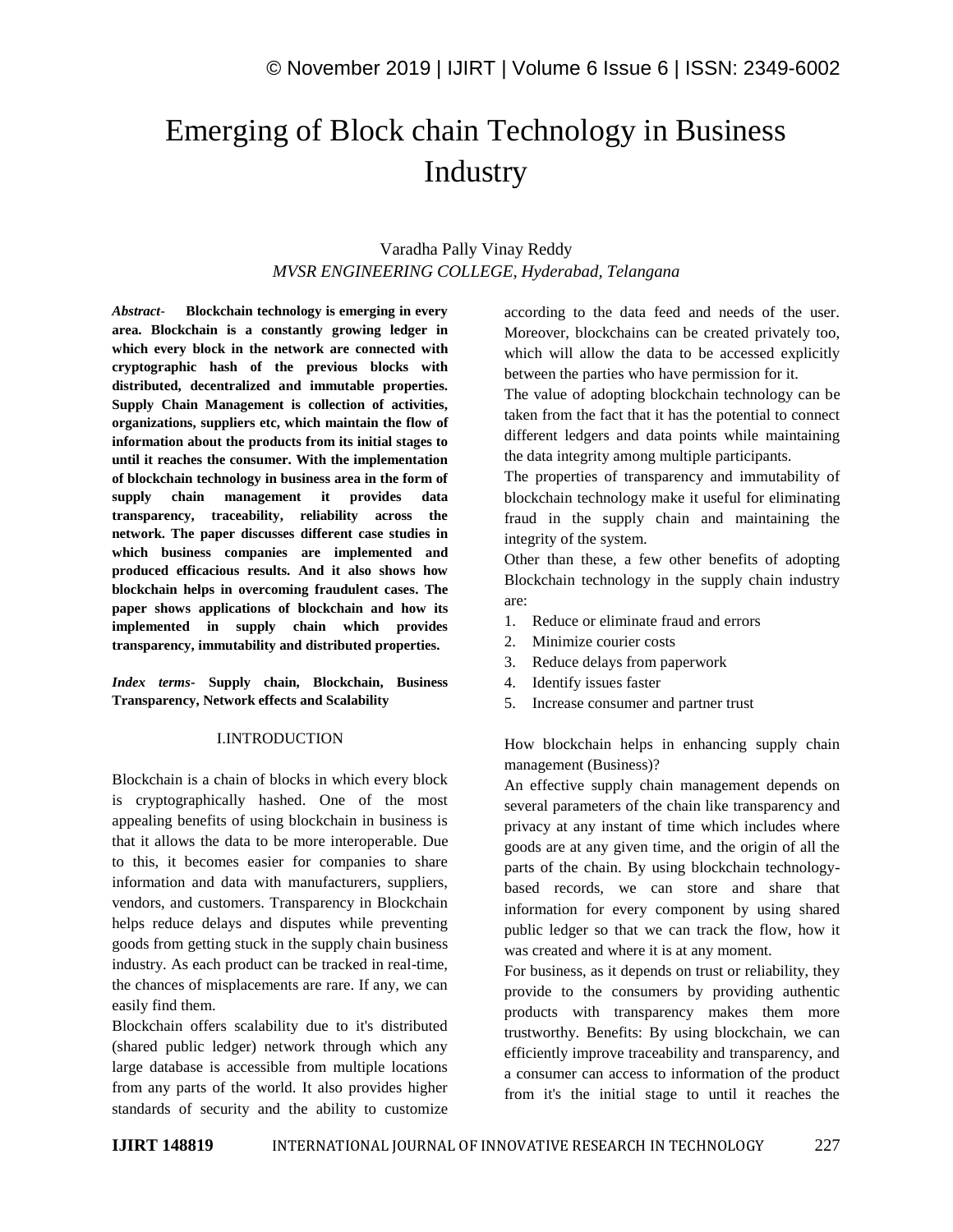# Emerging of Block chain Technology in Business Industry

Varadha Pally Vinay Reddy
*MVSR ENGINEERING COLLEGE, Hyderabad, Telangana*

***Abstract-*** **Blockchain technology is emerging in every area. Blockchain is a constantly growing ledger in which every block in the network are connected with cryptographic hash of the previous blocks with distributed, decentralized and immutable properties. Supply Chain Management is collection of activities, organizations, suppliers etc, which maintain the flow of information about the products from its initial stages to until it reaches the consumer. With the implementation of blockchain technology in business area in the form of supply chain management it provides data transparency, traceability, reliability across the network. The paper discusses different case studies in which business companies are implemented and produced efficacious results. And it also shows how blockchain helps in overcoming fraudulent cases. The paper shows applications of blockchain and how its implemented in supply chain which provides transparency, immutability and distributed properties.**

***Index terms-*** **Supply chain, Blockchain, Business Transparency, Network effects and Scalability**

## I.INTRODUCTION

Blockchain is a chain of blocks in which every block is cryptographically hashed. One of the most appealing benefits of using blockchain in business is that it allows the data to be more interoperable. Due to this, it becomes easier for companies to share information and data with manufacturers, suppliers, vendors, and customers. Transparency in Blockchain helps reduce delays and disputes while preventing goods from getting stuck in the supply chain business industry. As each product can be tracked in real-time, the chances of misplacements are rare. If any, we can easily find them.

Blockchain offers scalability due to it's distributed (shared public ledger) network through which any large database is accessible from multiple locations from any parts of the world. It also provides higher standards of security and the ability to customize according to the data feed and needs of the user. Moreover, blockchains can be created privately too, which will allow the data to be accessed explicitly between the parties who have permission for it.

The value of adopting blockchain technology can be taken from the fact that it has the potential to connect different ledgers and data points while maintaining the data integrity among multiple participants.

The properties of transparency and immutability of blockchain technology make it useful for eliminating fraud in the supply chain and maintaining the integrity of the system.

Other than these, a few other benefits of adopting Blockchain technology in the supply chain industry are:

1. Reduce or eliminate fraud and errors
2. Minimize courier costs
3. Reduce delays from paperwork
4. Identify issues faster
5. Increase consumer and partner trust

How blockchain helps in enhancing supply chain management (Business)?

An effective supply chain management depends on several parameters of the chain like transparency and privacy at any instant of time which includes where goods are at any given time, and the origin of all the parts of the chain. By using blockchain technology-based records, we can store and share that information for every component by using shared public ledger so that we can track the flow, how it was created and where it is at any moment.

For business, as it depends on trust or reliability, they provide to the consumers by providing authentic products with transparency makes them more trustworthy. Benefits: By using blockchain, we can efficiently improve traceability and transparency, and a consumer can access to information of the product from it's the initial stage to until it reaches the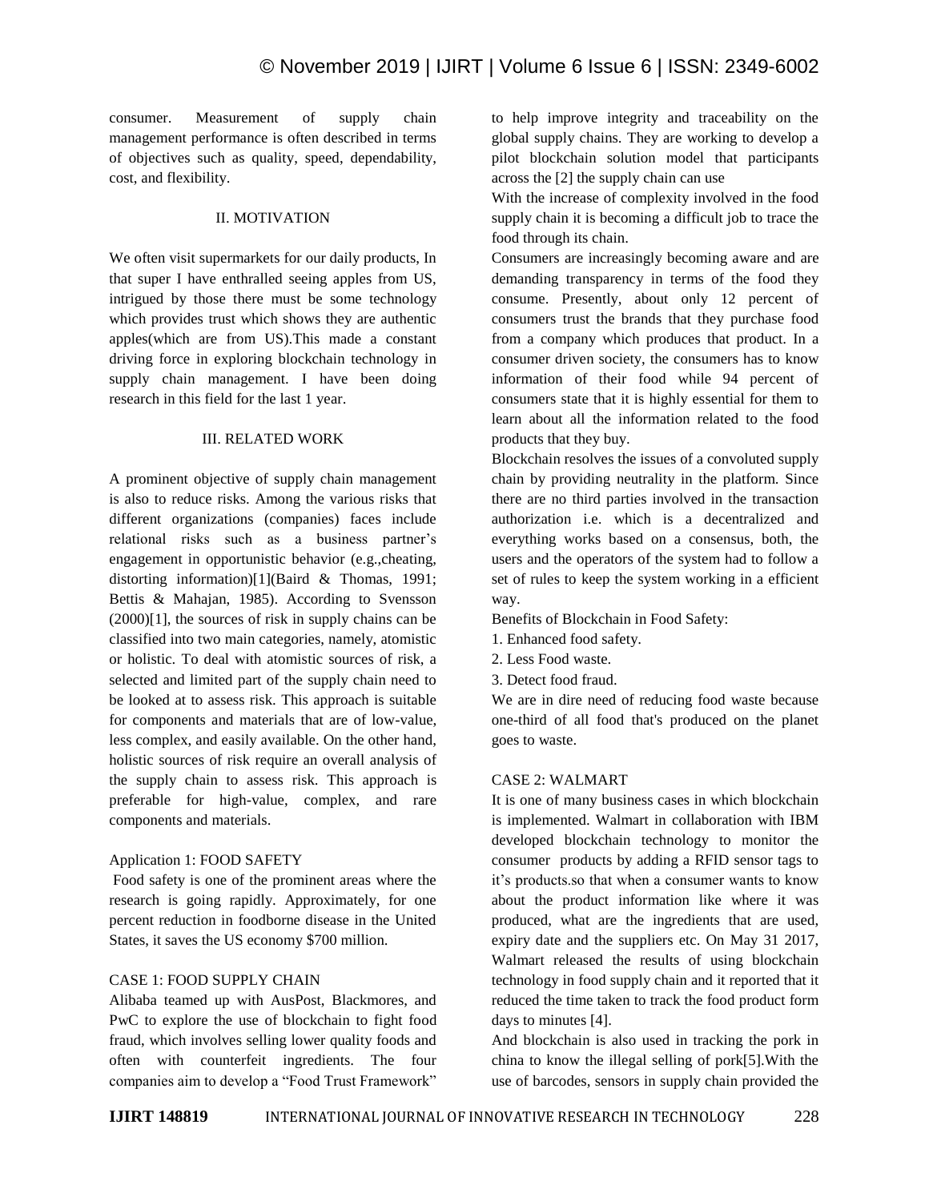consumer. Measurement of supply chain management performance is often described in terms of objectives such as quality, speed, dependability, cost, and flexibility.

## II. MOTIVATION

We often visit supermarkets for our daily products, In that super I have enthralled seeing apples from US, intrigued by those there must be some technology which provides trust which shows they are authentic apples(which are from US).This made a constant driving force in exploring blockchain technology in supply chain management. I have been doing research in this field for the last 1 year.

## III. RELATED WORK

A prominent objective of supply chain management is also to reduce risks. Among the various risks that different organizations (companies) faces include relational risks such as a business partner's engagement in opportunistic behavior (e.g.,cheating, distorting information)[1](Baird & Thomas, 1991; Bettis & Mahajan, 1985). According to Svensson (2000)[1], the sources of risk in supply chains can be classified into two main categories, namely, atomistic or holistic. To deal with atomistic sources of risk, a selected and limited part of the supply chain need to be looked at to assess risk. This approach is suitable for components and materials that are of low-value, less complex, and easily available. On the other hand, holistic sources of risk require an overall analysis of the supply chain to assess risk. This approach is preferable for high-value, complex, and rare components and materials.

### Application 1: FOOD SAFETY

Food safety is one of the prominent areas where the research is going rapidly. Approximately, for one percent reduction in foodborne disease in the United States, it saves the US economy $700 million.

### CASE 1: FOOD SUPPLY CHAIN

Alibaba teamed up with AusPost, Blackmores, and PwC to explore the use of blockchain to fight food fraud, which involves selling lower quality foods and often with counterfeit ingredients. The four companies aim to develop a "Food Trust Framework" to help improve integrity and traceability on the global supply chains. They are working to develop a pilot blockchain solution model that participants across the [2] the supply chain can use

With the increase of complexity involved in the food supply chain it is becoming a difficult job to trace the food through its chain.

Consumers are increasingly becoming aware and are demanding transparency in terms of the food they consume. Presently, about only 12 percent of consumers trust the brands that they purchase food from a company which produces that product. In a consumer driven society, the consumers has to know information of their food while 94 percent of consumers state that it is highly essential for them to learn about all the information related to the food products that they buy.

Blockchain resolves the issues of a convoluted supply chain by providing neutrality in the platform. Since there are no third parties involved in the transaction authorization i.e. which is a decentralized and everything works based on a consensus, both, the users and the operators of the system had to follow a set of rules to keep the system working in a efficient way.

Benefits of Blockchain in Food Safety:

1. Enhanced food safety.
2. Less Food waste.
3. Detect food fraud.

We are in dire need of reducing food waste because one-third of all food that's produced on the planet goes to waste.

### CASE 2: WALMART

It is one of many business cases in which blockchain is implemented. Walmart in collaboration with IBM developed blockchain technology to monitor the consumer products by adding a RFID sensor tags to it's products.so that when a consumer wants to know about the product information like where it was produced, what are the ingredients that are used, expiry date and the suppliers etc. On May 31 2017, Walmart released the results of using blockchain technology in food supply chain and it reported that it reduced the time taken to track the food product form days to minutes [4].

And blockchain is also used in tracking the pork in china to know the illegal selling of pork[5].With the use of barcodes, sensors in supply chain provided the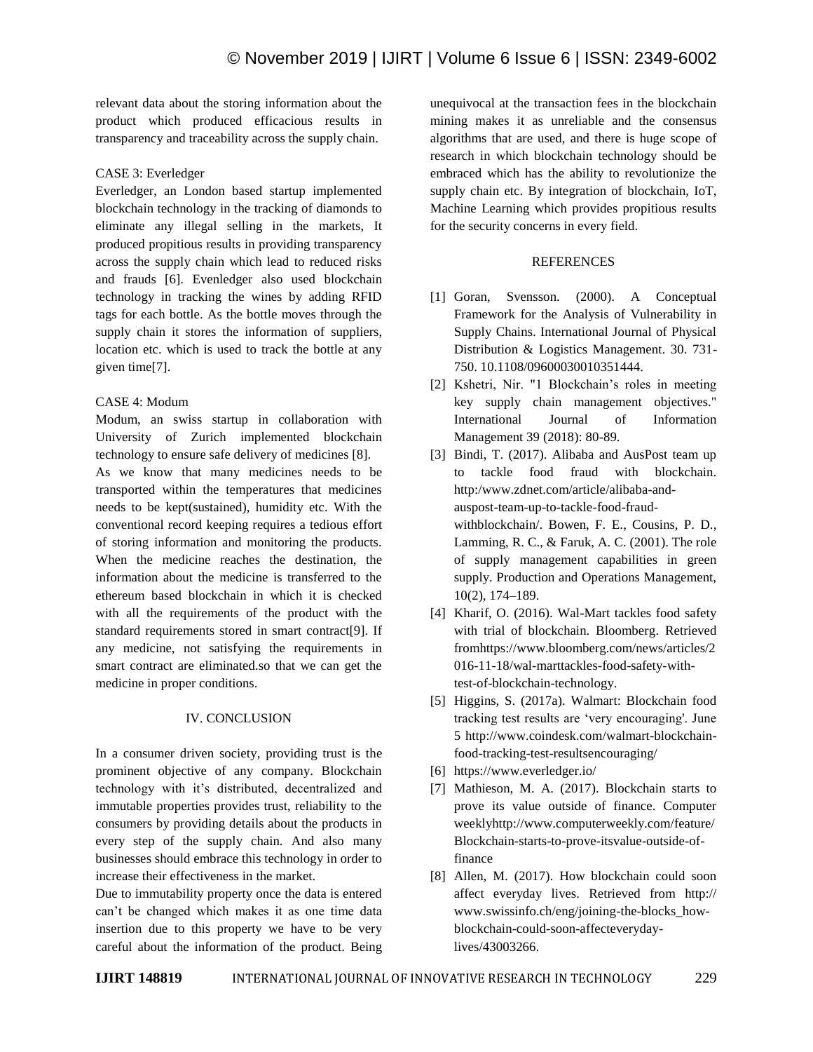relevant data about the storing information about the product which produced efficacious results in transparency and traceability across the supply chain.

CASE 3: Everledger

Everledger, an London based startup implemented blockchain technology in the tracking of diamonds to eliminate any illegal selling in the markets, It produced propitious results in providing transparency across the supply chain which lead to reduced risks and frauds [6]. Evenledger also used blockchain technology in tracking the wines by adding RFID tags for each bottle. As the bottle moves through the supply chain it stores the information of suppliers, location etc. which is used to track the bottle at any given time[7].

CASE 4: Modum

Modum, an swiss startup in collaboration with University of Zurich implemented blockchain technology to ensure safe delivery of medicines [8].

As we know that many medicines needs to be transported within the temperatures that medicines needs to be kept(sustained), humidity etc. With the conventional record keeping requires a tedious effort of storing information and monitoring the products. When the medicine reaches the destination, the information about the medicine is transferred to the ethereum based blockchain in which it is checked with all the requirements of the product with the standard requirements stored in smart contract[9]. If any medicine, not satisfying the requirements in smart contract are eliminated.so that we can get the medicine in proper conditions.

## IV. CONCLUSION

In a consumer driven society, providing trust is the prominent objective of any company. Blockchain technology with it's distributed, decentralized and immutable properties provides trust, reliability to the consumers by providing details about the products in every step of the supply chain. And also many businesses should embrace this technology in order to increase their effectiveness in the market.

Due to immutability property once the data is entered can't be changed which makes it as one time data insertion due to this property we have to be very careful about the information of the product. Being unequivocal at the transaction fees in the blockchain mining makes it as unreliable and the consensus algorithms that are used, and there is huge scope of research in which blockchain technology should be embraced which has the ability to revolutionize the supply chain etc. By integration of blockchain, IoT, Machine Learning which provides propitious results for the security concerns in every field.

## REFERENCES

[1] Goran, Svensson. (2000). A Conceptual Framework for the Analysis of Vulnerability in Supply Chains. International Journal of Physical Distribution & Logistics Management. 30. 731-750. 10.1108/09600030010351444.

[2] Kshetri, Nir. "1 Blockchain's roles in meeting key supply chain management objectives." International Journal of Information Management 39 (2018): 80-89.

[3] Bindi, T. (2017). Alibaba and AusPost team up to tackle food fraud with blockchain. http:/www.zdnet.com/article/alibaba-and-auspost-team-up-to-tackle-food-fraud-withblockchain/. Bowen, F. E., Cousins, P. D., Lamming, R. C., & Faruk, A. C. (2001). The role of supply management capabilities in green supply. Production and Operations Management, 10(2), 174–189.

[4] Kharif, O. (2016). Wal-Mart tackles food safety with trial of blockchain. Bloomberg. Retrieved fromhttps://www.bloomberg.com/news/articles/2016-11-18/wal-marttackles-food-safety-with-test-of-blockchain-technology.

[5] Higgins, S. (2017a). Walmart: Blockchain food tracking test results are 'very encouraging'. June 5 http://www.coindesk.com/walmart-blockchain-food-tracking-test-resultsencouraging/

[6] https://www.everledger.io/

[7] Mathieson, M. A. (2017). Blockchain starts to prove its value outside of finance. Computer weeklyhttp://www.computerweekly.com/feature/Blockchain-starts-to-prove-itsvalue-outside-of-finance

[8] Allen, M. (2017). How blockchain could soon affect everyday lives. Retrieved from http:// www.swissinfo.ch/eng/joining-the-blocks_how-blockchain-could-soon-affecteveryday-lives/43003266.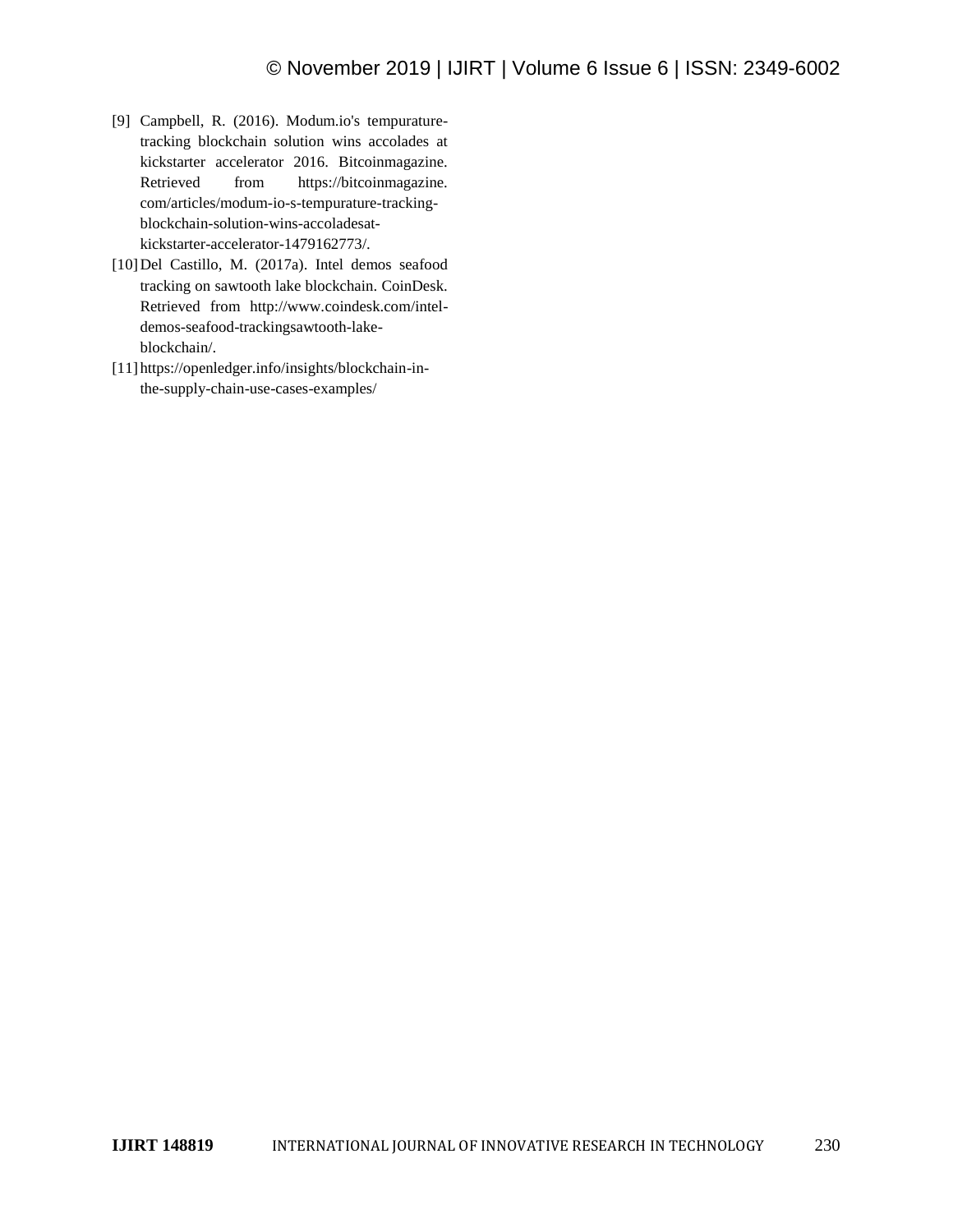[9] Campbell, R. (2016). Modum.io's tempurature-tracking blockchain solution wins accolades at kickstarter accelerator 2016. Bitcoinmagazine. Retrieved from https://bitcoinmagazine.com/articles/modum-io-s-tempurature-tracking-blockchain-solution-wins-accoladesat-kickstarter-accelerator-1479162773/.

[10] Del Castillo, M. (2017a). Intel demos seafood tracking on sawtooth lake blockchain. CoinDesk. Retrieved from http://www.coindesk.com/intel-demos-seafood-trackingsawtooth-lake-blockchain/.

[11] https://openledger.info/insights/blockchain-in-the-supply-chain-use-cases-examples/